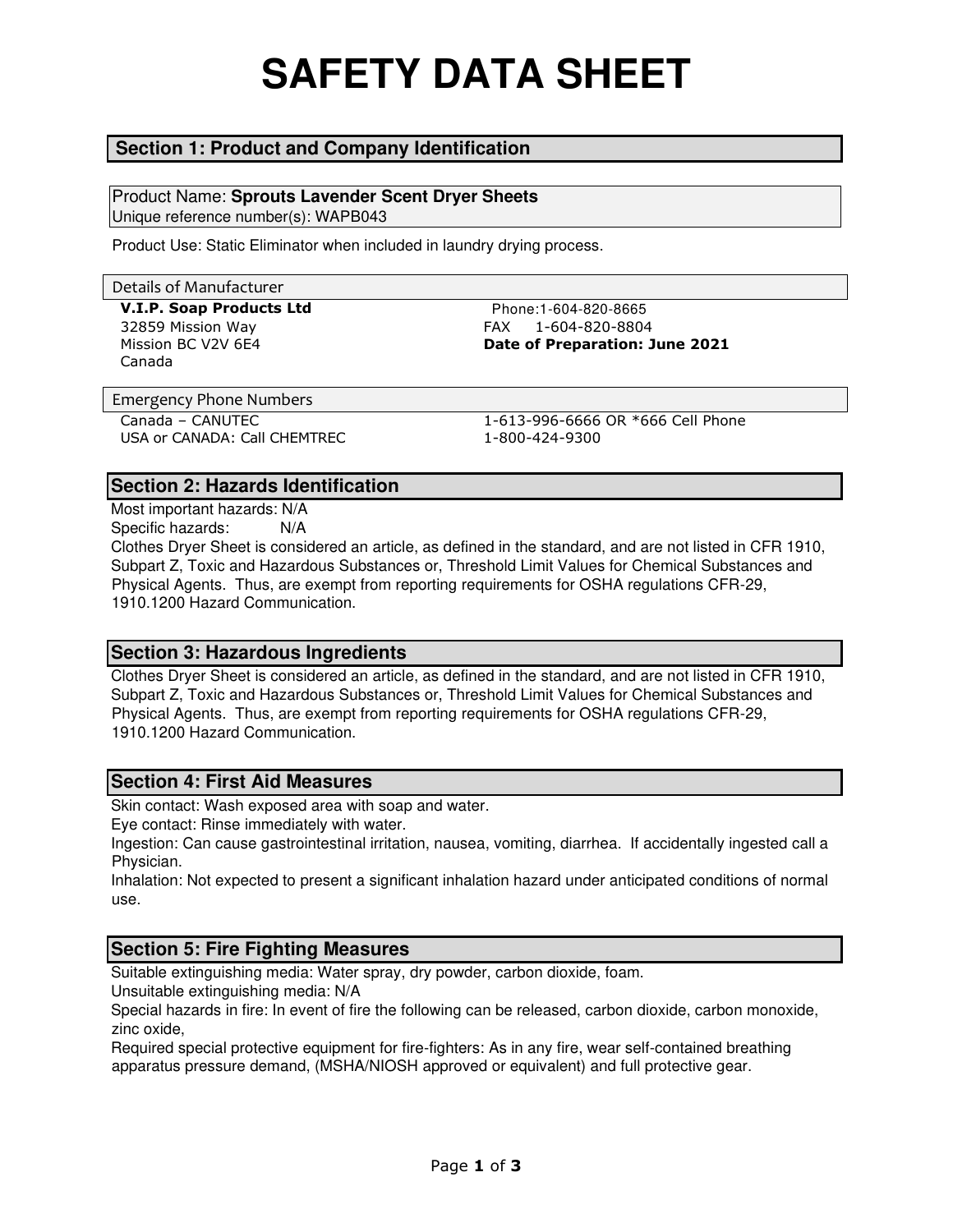# SAFETY DATA SHEET

## Section 1: Product and Company Identification

Product Name: **Sprouts Lavender Scent Dryer Sheets**
Unique reference number(s): WAPB043

Product Use: Static Eliminator when included in laundry drying process.

### Details of Manufacturer

**V.I.P. Soap Products Ltd**
32859 Mission Way
Mission BC V2V 6E4
Canada

Phone:1-604-820-8665
FAX 1-604-820-8804
**Date of Preparation: June 2021**

### Emergency Phone Numbers

| | |
|---|---|
| Canada – CANUTEC | 1-613-996-6666 OR *666 Cell Phone |
| USA or CANADA: Call CHEMTREC | 1-800-424-9300 |

## Section 2: Hazards Identification

Most important hazards: N/A
Specific hazards: N/A
Clothes Dryer Sheet is considered an article, as defined in the standard, and are not listed in CFR 1910, Subpart Z, Toxic and Hazardous Substances or, Threshold Limit Values for Chemical Substances and Physical Agents. Thus, are exempt from reporting requirements for OSHA regulations CFR-29, 1910.1200 Hazard Communication.

## Section 3: Hazardous Ingredients

Clothes Dryer Sheet is considered an article, as defined in the standard, and are not listed in CFR 1910, Subpart Z, Toxic and Hazardous Substances or, Threshold Limit Values for Chemical Substances and Physical Agents. Thus, are exempt from reporting requirements for OSHA regulations CFR-29, 1910.1200 Hazard Communication.

## Section 4: First Aid Measures

Skin contact: Wash exposed area with soap and water.
Eye contact: Rinse immediately with water.
Ingestion: Can cause gastrointestinal irritation, nausea, vomiting, diarrhea. If accidentally ingested call a Physician.
Inhalation: Not expected to present a significant inhalation hazard under anticipated conditions of normal use.

## Section 5: Fire Fighting Measures

Suitable extinguishing media: Water spray, dry powder, carbon dioxide, foam.
Unsuitable extinguishing media: N/A
Special hazards in fire: In event of fire the following can be released, carbon dioxide, carbon monoxide, zinc oxide,
Required special protective equipment for fire-fighters: As in any fire, wear self-contained breathing apparatus pressure demand, (MSHA/NIOSH approved or equivalent) and full protective gear.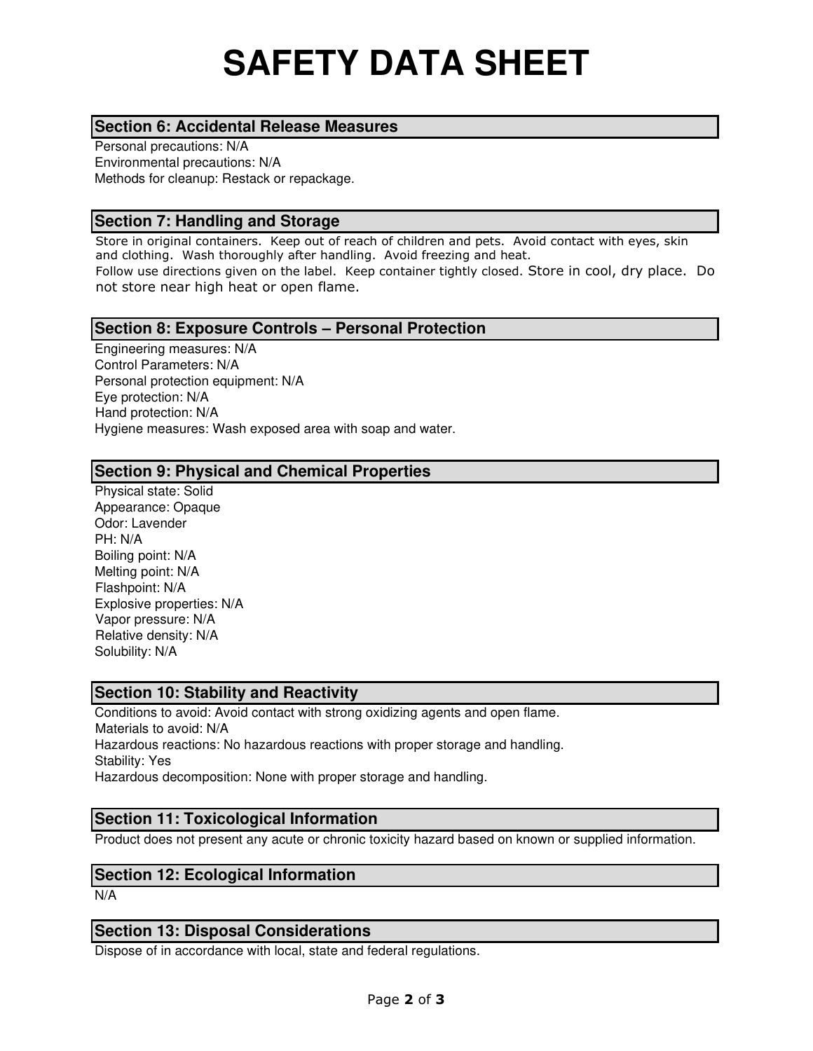# SAFETY DATA SHEET

## Section 6: Accidental Release Measures

Personal precautions: N/A
Environmental precautions: N/A
Methods for cleanup: Restack or repackage.

## Section 7: Handling and Storage

Store in original containers. Keep out of reach of children and pets. Avoid contact with eyes, skin and clothing. Wash thoroughly after handling. Avoid freezing and heat.
Follow use directions given on the label. Keep container tightly closed. Store in cool, dry place. Do not store near high heat or open flame.

## Section 8: Exposure Controls – Personal Protection

Engineering measures: N/A
Control Parameters: N/A
Personal protection equipment: N/A
Eye protection: N/A
Hand protection: N/A
Hygiene measures: Wash exposed area with soap and water.

## Section 9: Physical and Chemical Properties

Physical state: Solid
Appearance: Opaque
Odor: Lavender
PH: N/A
Boiling point: N/A
Melting point: N/A
Flashpoint: N/A
Explosive properties: N/A
Vapor pressure: N/A
Relative density: N/A
Solubility: N/A

## Section 10: Stability and Reactivity

Conditions to avoid: Avoid contact with strong oxidizing agents and open flame.
Materials to avoid: N/A
Hazardous reactions: No hazardous reactions with proper storage and handling.
Stability: Yes
Hazardous decomposition: None with proper storage and handling.

## Section 11: Toxicological Information

Product does not present any acute or chronic toxicity hazard based on known or supplied information.

## Section 12: Ecological Information

N/A

## Section 13: Disposal Considerations

Dispose of in accordance with local, state and federal regulations.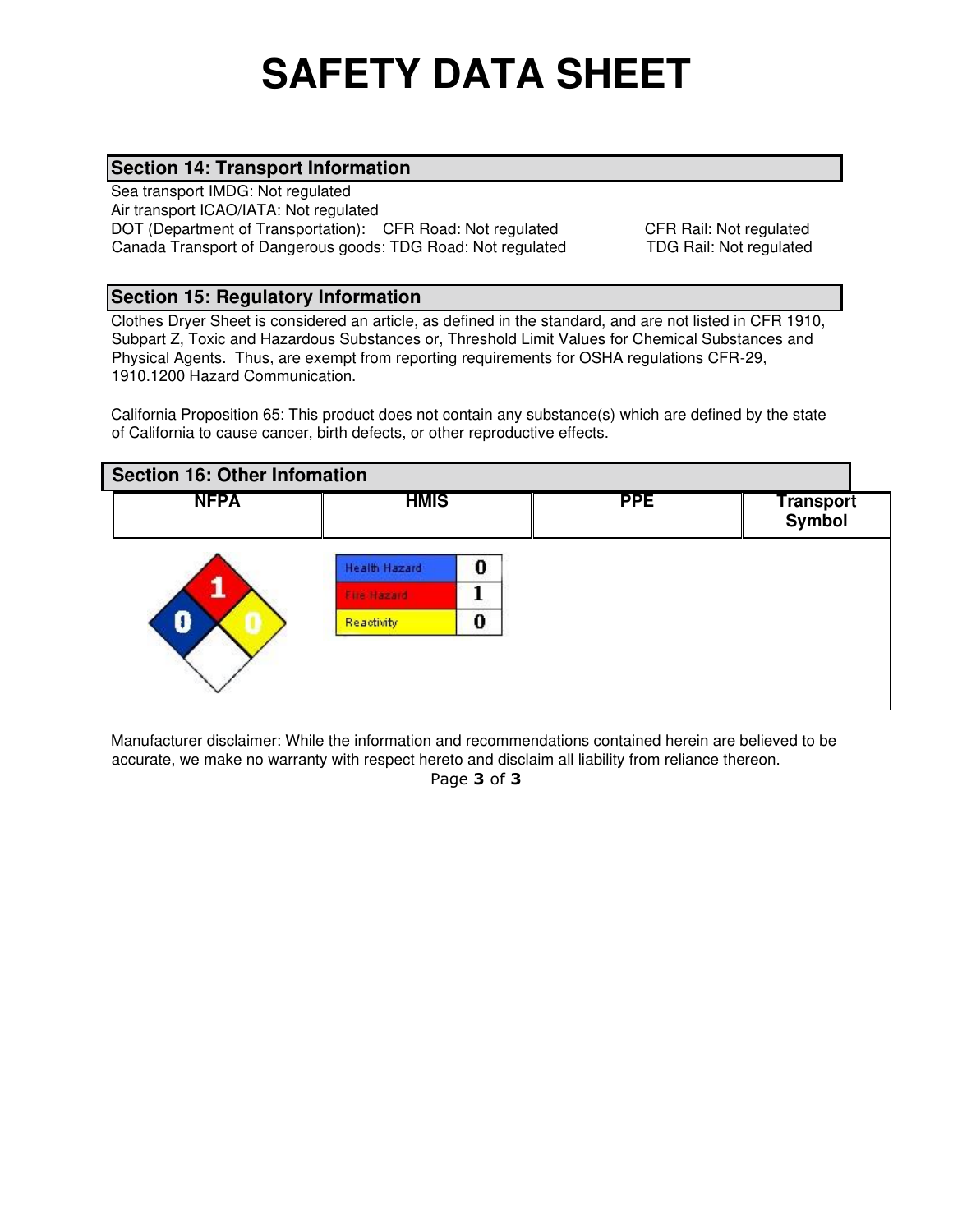# SAFETY DATA SHEET

## Section 14: Transport Information

Sea transport IMDG: Not regulated
Air transport ICAO/IATA: Not regulated
DOT (Department of Transportation): CFR Road: Not regulated CFR Rail: Not regulated
Canada Transport of Dangerous goods: TDG Road: Not regulated TDG Rail: Not regulated

## Section 15: Regulatory Information

Clothes Dryer Sheet is considered an article, as defined in the standard, and are not listed in CFR 1910, Subpart Z, Toxic and Hazardous Substances or, Threshold Limit Values for Chemical Substances and Physical Agents. Thus, are exempt from reporting requirements for OSHA regulations CFR-29, 1910.1200 Hazard Communication.

California Proposition 65: This product does not contain any substance(s) which are defined by the state of California to cause cancer, birth defects, or other reproductive effects.

## Section 16: Other Infomation

| NFPA | HMIS | PPE | Transport Symbol |
|---|---|---|---|
| Fire: 1, Health: 0, Reactivity: 0 | Health Hazard: 0; Fire Hazard: 1; Reactivity: 0 | | |

Manufacturer disclaimer: While the information and recommendations contained herein are believed to be accurate, we make no warranty with respect hereto and disclaim all liability from reliance thereon.